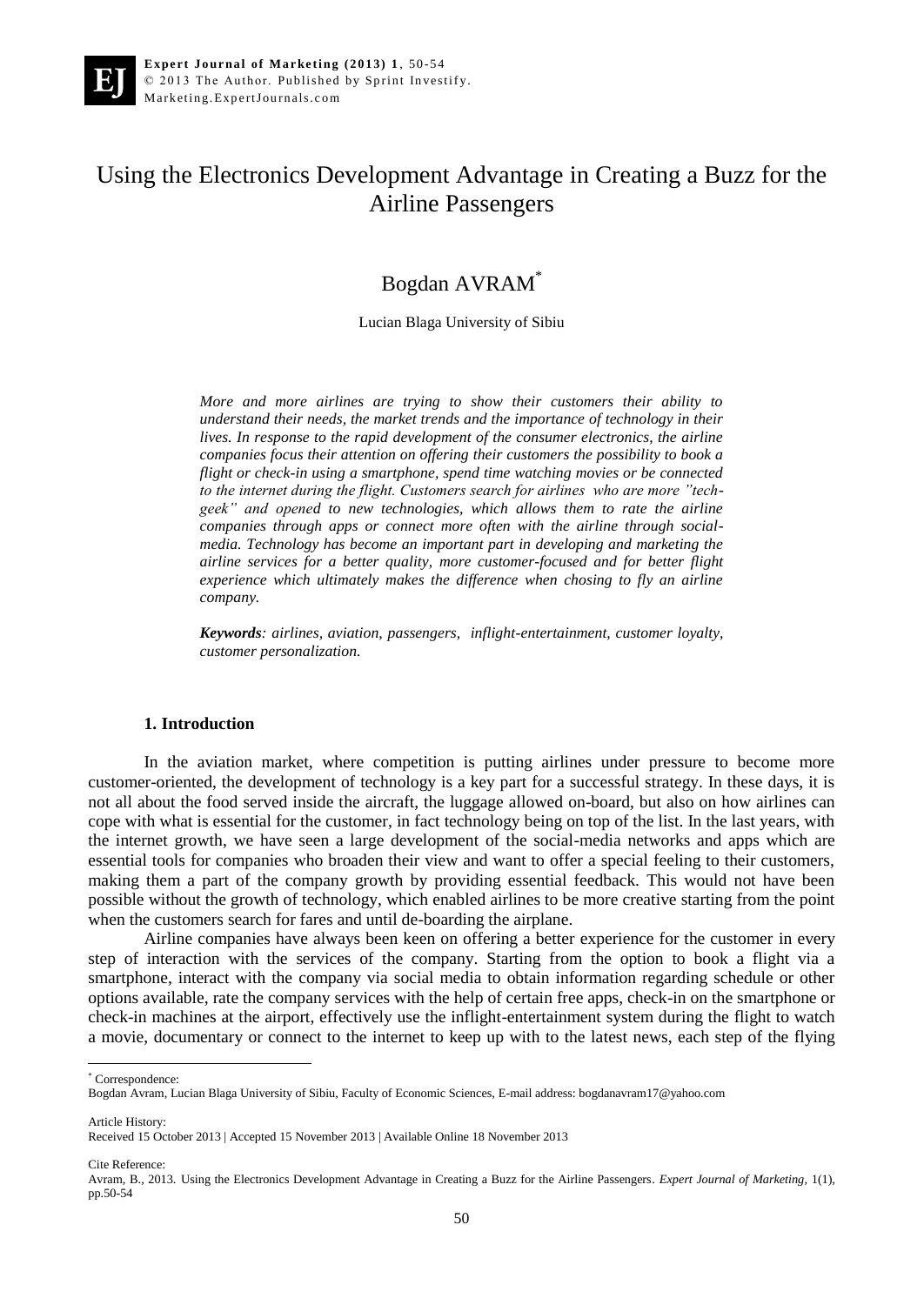# Using the Electronics Development Advantage in Creating a Buzz for the Airline Passengers

Bogdan AVRAM[*]

Lucian Blaga University of Sibiu

*More and more airlines are trying to show their customers their ability to understand their needs, the market trends and the importance of technology in their lives. In response to the rapid development of the consumer electronics, the airline companies focus their attention on offering their customers the possibility to book a flight or check-in using a smartphone, spend time watching movies or be connected to the internet during the flight. Customers search for airlines who are more "tech-geek" and opened to new technologies, which allows them to rate the airline companies through apps or connect more often with the airline through social-media. Technology has become an important part in developing and marketing the airline services for a better quality, more customer-focused and for better flight experience which ultimately makes the difference when chosing to fly an airline company.*

***Keywords****: airlines, aviation, passengers, inflight-entertainment, customer loyalty, customer personalization.*

## 1. Introduction

In the aviation market, where competition is putting airlines under pressure to become more customer-oriented, the development of technology is a key part for a successful strategy. In these days, it is not all about the food served inside the aircraft, the luggage allowed on-board, but also on how airlines can cope with what is essential for the customer, in fact technology being on top of the list. In the last years, with the internet growth, we have seen a large development of the social-media networks and apps which are essential tools for companies who broaden their view and want to offer a special feeling to their customers, making them a part of the company growth by providing essential feedback. This would not have been possible without the growth of technology, which enabled airlines to be more creative starting from the point when the customers search for fares and until de-boarding the airplane.

Airline companies have always been keen on offering a better experience for the customer in every step of interaction with the services of the company. Starting from the option to book a flight via a smartphone, interact with the company via social media to obtain information regarding schedule or other options available, rate the company services with the help of certain free apps, check-in on the smartphone or check-in machines at the airport, effectively use the inflight-entertainment system during the flight to watch a movie, documentary or connect to the internet to keep up with to the latest news, each step of the flying

[*] Correspondence:
Bogdan Avram, Lucian Blaga University of Sibiu, Faculty of Economic Sciences, E-mail address: bogdanavram17@yahoo.com

Article History:
Received 15 October 2013 | Accepted 15 November 2013 | Available Online 18 November 2013

Cite Reference:
Avram, B., 2013. Using the Electronics Development Advantage in Creating a Buzz for the Airline Passengers. *Expert Journal of Marketing*, 1(1), pp.50-54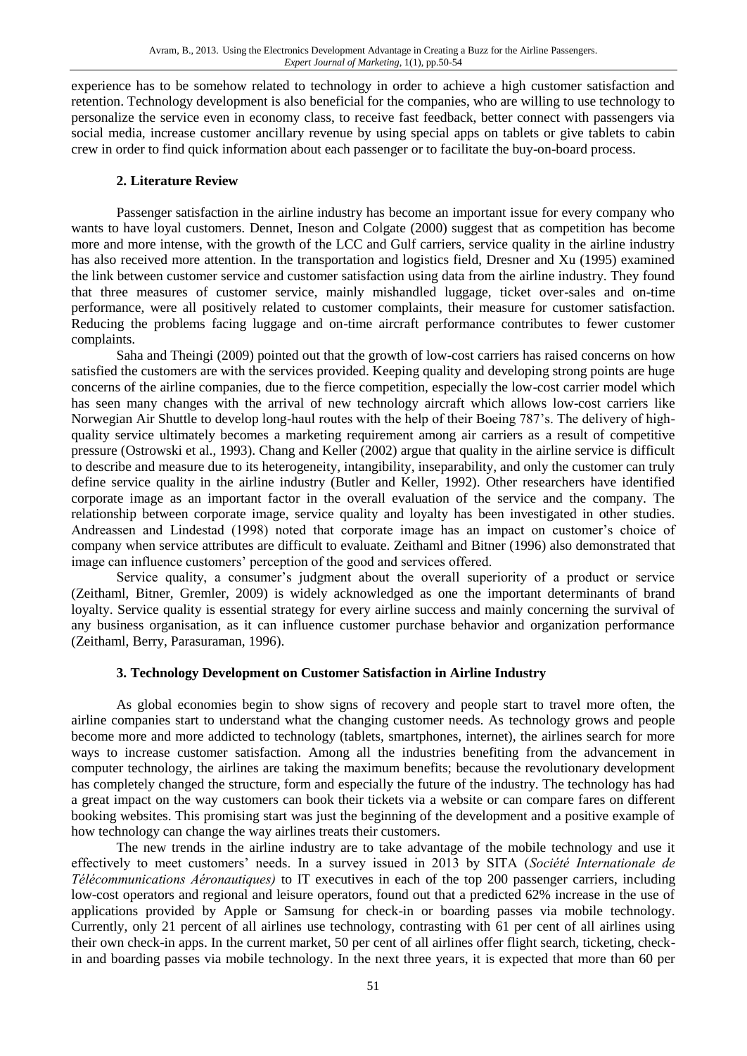experience has to be somehow related to technology in order to achieve a high customer satisfaction and retention. Technology development is also beneficial for the companies, who are willing to use technology to personalize the service even in economy class, to receive fast feedback, better connect with passengers via social media, increase customer ancillary revenue by using special apps on tablets or give tablets to cabin crew in order to find quick information about each passenger or to facilitate the buy-on-board process.

## 2. Literature Review

Passenger satisfaction in the airline industry has become an important issue for every company who wants to have loyal customers. Dennet, Ineson and Colgate (2000) suggest that as competition has become more and more intense, with the growth of the LCC and Gulf carriers, service quality in the airline industry has also received more attention. In the transportation and logistics field, Dresner and Xu (1995) examined the link between customer service and customer satisfaction using data from the airline industry. They found that three measures of customer service, mainly mishandled luggage, ticket over-sales and on-time performance, were all positively related to customer complaints, their measure for customer satisfaction. Reducing the problems facing luggage and on-time aircraft performance contributes to fewer customer complaints.

Saha and Theingi (2009) pointed out that the growth of low-cost carriers has raised concerns on how satisfied the customers are with the services provided. Keeping quality and developing strong points are huge concerns of the airline companies, due to the fierce competition, especially the low-cost carrier model which has seen many changes with the arrival of new technology aircraft which allows low-cost carriers like Norwegian Air Shuttle to develop long-haul routes with the help of their Boeing 787's. The delivery of high-quality service ultimately becomes a marketing requirement among air carriers as a result of competitive pressure (Ostrowski et al., 1993). Chang and Keller (2002) argue that quality in the airline service is difficult to describe and measure due to its heterogeneity, intangibility, inseparability, and only the customer can truly define service quality in the airline industry (Butler and Keller, 1992). Other researchers have identified corporate image as an important factor in the overall evaluation of the service and the company. The relationship between corporate image, service quality and loyalty has been investigated in other studies. Andreassen and Lindestad (1998) noted that corporate image has an impact on customer's choice of company when service attributes are difficult to evaluate. Zeithaml and Bitner (1996) also demonstrated that image can influence customers' perception of the good and services offered.

Service quality, a consumer's judgment about the overall superiority of a product or service (Zeithaml, Bitner, Gremler, 2009) is widely acknowledged as one the important determinants of brand loyalty. Service quality is essential strategy for every airline success and mainly concerning the survival of any business organisation, as it can influence customer purchase behavior and organization performance (Zeithaml, Berry, Parasuraman, 1996).

## 3. Technology Development on Customer Satisfaction in Airline Industry

As global economies begin to show signs of recovery and people start to travel more often, the airline companies start to understand what the changing customer needs. As technology grows and people become more and more addicted to technology (tablets, smartphones, internet), the airlines search for more ways to increase customer satisfaction. Among all the industries benefiting from the advancement in computer technology, the airlines are taking the maximum benefits; because the revolutionary development has completely changed the structure, form and especially the future of the industry. The technology has had a great impact on the way customers can book their tickets via a website or can compare fares on different booking websites. This promising start was just the beginning of the development and a positive example of how technology can change the way airlines treats their customers.

The new trends in the airline industry are to take advantage of the mobile technology and use it effectively to meet customers' needs. In a survey issued in 2013 by SITA (*Société Internationale de Télécommunications Aéronautiques)* to IT executives in each of the top 200 passenger carriers, including low-cost operators and regional and leisure operators, found out that a predicted 62% increase in the use of applications provided by Apple or Samsung for check-in or boarding passes via mobile technology. Currently, only 21 percent of all airlines use technology, contrasting with 61 per cent of all airlines using their own check-in apps. In the current market, 50 per cent of all airlines offer flight search, ticketing, check-in and boarding passes via mobile technology. In the next three years, it is expected that more than 60 per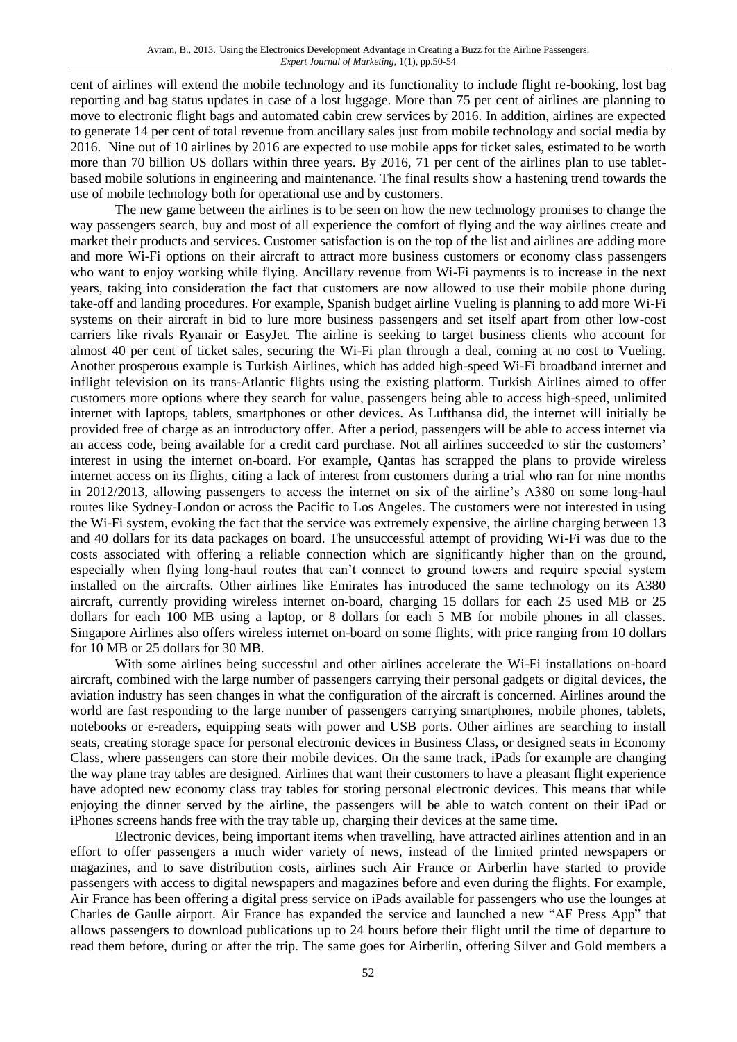cent of airlines will extend the mobile technology and its functionality to include flight re-booking, lost bag reporting and bag status updates in case of a lost luggage. More than 75 per cent of airlines are planning to move to electronic flight bags and automated cabin crew services by 2016. In addition, airlines are expected to generate 14 per cent of total revenue from ancillary sales just from mobile technology and social media by 2016. Nine out of 10 airlines by 2016 are expected to use mobile apps for ticket sales, estimated to be worth more than 70 billion US dollars within three years. By 2016, 71 per cent of the airlines plan to use tablet-based mobile solutions in engineering and maintenance. The final results show a hastening trend towards the use of mobile technology both for operational use and by customers.

The new game between the airlines is to be seen on how the new technology promises to change the way passengers search, buy and most of all experience the comfort of flying and the way airlines create and market their products and services. Customer satisfaction is on the top of the list and airlines are adding more and more Wi-Fi options on their aircraft to attract more business customers or economy class passengers who want to enjoy working while flying. Ancillary revenue from Wi-Fi payments is to increase in the next years, taking into consideration the fact that customers are now allowed to use their mobile phone during take-off and landing procedures. For example, Spanish budget airline Vueling is planning to add more Wi-Fi systems on their aircraft in bid to lure more business passengers and set itself apart from other low-cost carriers like rivals Ryanair or EasyJet. The airline is seeking to target business clients who account for almost 40 per cent of ticket sales, securing the Wi-Fi plan through a deal, coming at no cost to Vueling. Another prosperous example is Turkish Airlines, which has added high-speed Wi-Fi broadband internet and inflight television on its trans-Atlantic flights using the existing platform. Turkish Airlines aimed to offer customers more options where they search for value, passengers being able to access high-speed, unlimited internet with laptops, tablets, smartphones or other devices. As Lufthansa did, the internet will initially be provided free of charge as an introductory offer. After a period, passengers will be able to access internet via an access code, being available for a credit card purchase. Not all airlines succeeded to stir the customers' interest in using the internet on-board. For example, Qantas has scrapped the plans to provide wireless internet access on its flights, citing a lack of interest from customers during a trial who ran for nine months in 2012/2013, allowing passengers to access the internet on six of the airline's A380 on some long-haul routes like Sydney-London or across the Pacific to Los Angeles. The customers were not interested in using the Wi-Fi system, evoking the fact that the service was extremely expensive, the airline charging between 13 and 40 dollars for its data packages on board. The unsuccessful attempt of providing Wi-Fi was due to the costs associated with offering a reliable connection which are significantly higher than on the ground, especially when flying long-haul routes that can't connect to ground towers and require special system installed on the aircrafts. Other airlines like Emirates has introduced the same technology on its A380 aircraft, currently providing wireless internet on-board, charging 15 dollars for each 25 used MB or 25 dollars for each 100 MB using a laptop, or 8 dollars for each 5 MB for mobile phones in all classes. Singapore Airlines also offers wireless internet on-board on some flights, with price ranging from 10 dollars for 10 MB or 25 dollars for 30 MB.

With some airlines being successful and other airlines accelerate the Wi-Fi installations on-board aircraft, combined with the large number of passengers carrying their personal gadgets or digital devices, the aviation industry has seen changes in what the configuration of the aircraft is concerned. Airlines around the world are fast responding to the large number of passengers carrying smartphones, mobile phones, tablets, notebooks or e-readers, equipping seats with power and USB ports. Other airlines are searching to install seats, creating storage space for personal electronic devices in Business Class, or designed seats in Economy Class, where passengers can store their mobile devices. On the same track, iPads for example are changing the way plane tray tables are designed. Airlines that want their customers to have a pleasant flight experience have adopted new economy class tray tables for storing personal electronic devices. This means that while enjoying the dinner served by the airline, the passengers will be able to watch content on their iPad or iPhones screens hands free with the tray table up, charging their devices at the same time.

Electronic devices, being important items when travelling, have attracted airlines attention and in an effort to offer passengers a much wider variety of news, instead of the limited printed newspapers or magazines, and to save distribution costs, airlines such Air France or Airberlin have started to provide passengers with access to digital newspapers and magazines before and even during the flights. For example, Air France has been offering a digital press service on iPads available for passengers who use the lounges at Charles de Gaulle airport. Air France has expanded the service and launched a new "AF Press App" that allows passengers to download publications up to 24 hours before their flight until the time of departure to read them before, during or after the trip. The same goes for Airberlin, offering Silver and Gold members a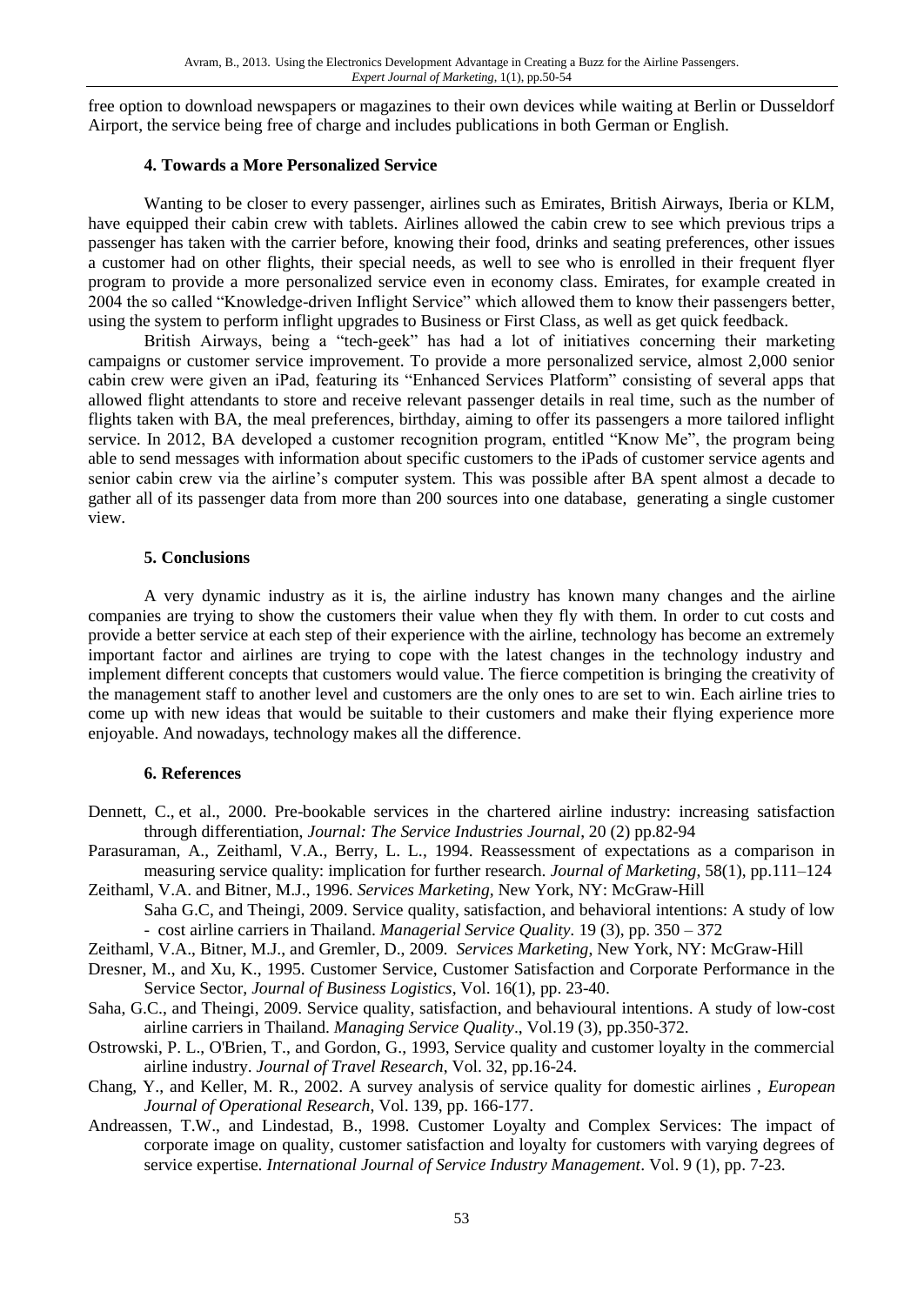free option to download newspapers or magazines to their own devices while waiting at Berlin or Dusseldorf Airport, the service being free of charge and includes publications in both German or English.

## 4. Towards a More Personalized Service

Wanting to be closer to every passenger, airlines such as Emirates, British Airways, Iberia or KLM, have equipped their cabin crew with tablets. Airlines allowed the cabin crew to see which previous trips a passenger has taken with the carrier before, knowing their food, drinks and seating preferences, other issues a customer had on other flights, their special needs, as well to see who is enrolled in their frequent flyer program to provide a more personalized service even in economy class. Emirates, for example created in 2004 the so called "Knowledge-driven Inflight Service" which allowed them to know their passengers better, using the system to perform inflight upgrades to Business or First Class, as well as get quick feedback.

British Airways, being a "tech-geek" has had a lot of initiatives concerning their marketing campaigns or customer service improvement. To provide a more personalized service, almost 2,000 senior cabin crew were given an iPad, featuring its "Enhanced Services Platform" consisting of several apps that allowed flight attendants to store and receive relevant passenger details in real time, such as the number of flights taken with BA, the meal preferences, birthday, aiming to offer its passengers a more tailored inflight service. In 2012, BA developed a customer recognition program, entitled "Know Me", the program being able to send messages with information about specific customers to the iPads of customer service agents and senior cabin crew via the airline's computer system. This was possible after BA spent almost a decade to gather all of its passenger data from more than 200 sources into one database, generating a single customer view.

## 5. Conclusions

A very dynamic industry as it is, the airline industry has known many changes and the airline companies are trying to show the customers their value when they fly with them. In order to cut costs and provide a better service at each step of their experience with the airline, technology has become an extremely important factor and airlines are trying to cope with the latest changes in the technology industry and implement different concepts that customers would value. The fierce competition is bringing the creativity of the management staff to another level and customers are the only ones to are set to win. Each airline tries to come up with new ideas that would be suitable to their customers and make their flying experience more enjoyable. And nowadays, technology makes all the difference.

## 6. References

Dennett, C., et al., 2000. Pre-bookable services in the chartered airline industry: increasing satisfaction through differentiation, *Journal: The Service Industries Journal*, 20 (2) pp.82-94

Parasuraman, A., Zeithaml, V.A., Berry, L. L., 1994. Reassessment of expectations as a comparison in measuring service quality: implication for further research. *Journal of Marketing*, 58(1), pp.111–124

Zeithaml, V.A. and Bitner, M.J., 1996. *Services Marketing*, New York, NY: McGraw-Hill

Saha G.C, and Theingi, 2009. Service quality, satisfaction, and behavioral intentions: A study of low - cost airline carriers in Thailand. *Managerial Service Quality*. 19 (3), pp. 350 – 372

Zeithaml, V.A., Bitner, M.J., and Gremler, D., 2009. *Services Marketing*, New York, NY: McGraw-Hill

Dresner, M., and Xu, K., 1995. Customer Service, Customer Satisfaction and Corporate Performance in the Service Sector, *Journal of Business Logistics*, Vol. 16(1), pp. 23-40.

Saha, G.C., and Theingi, 2009. Service quality, satisfaction, and behavioural intentions. A study of low-cost airline carriers in Thailand. *Managing Service Quality*., Vol.19 (3), pp.350-372.

Ostrowski, P. L., O'Brien, T., and Gordon, G., 1993, Service quality and customer loyalty in the commercial airline industry. *Journal of Travel Research*, Vol. 32, pp.16-24.

Chang, Y., and Keller, M. R., 2002. A survey analysis of service quality for domestic airlines , *European Journal of Operational Research*, Vol. 139, pp. 166-177.

Andreassen, T.W., and Lindestad, B., 1998. Customer Loyalty and Complex Services: The impact of corporate image on quality, customer satisfaction and loyalty for customers with varying degrees of service expertise. *International Journal of Service Industry Management*. Vol. 9 (1), pp. 7-23.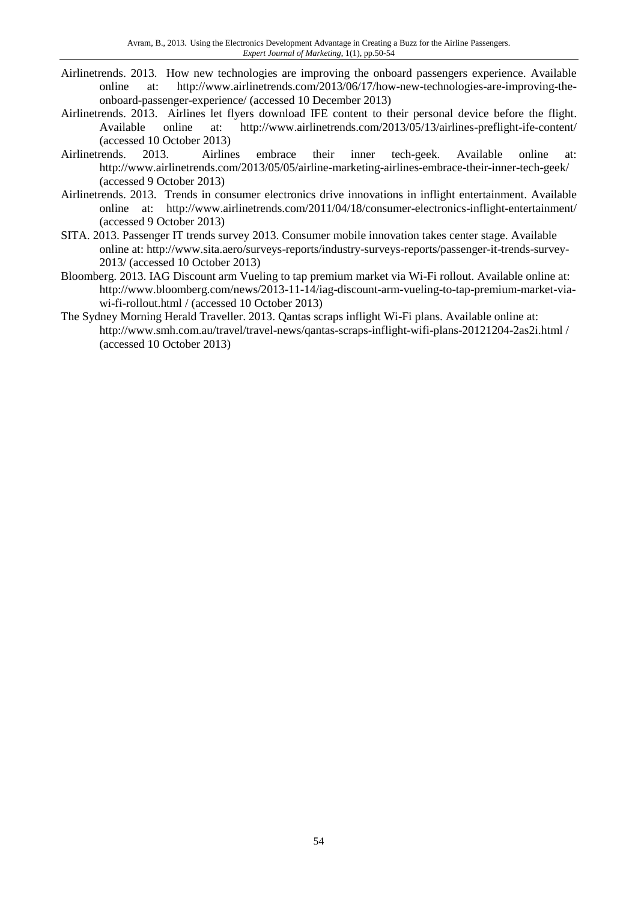Airlinetrends. 2013. How new technologies are improving the onboard passengers experience. Available online at: http://www.airlinetrends.com/2013/06/17/how-new-technologies-are-improving-the-onboard-passenger-experience/ (accessed 10 December 2013)

Airlinetrends. 2013. Airlines let flyers download IFE content to their personal device before the flight. Available online at: http://www.airlinetrends.com/2013/05/13/airlines-preflight-ife-content/ (accessed 10 October 2013)

Airlinetrends. 2013. Airlines embrace their inner tech-geek. Available online at: http://www.airlinetrends.com/2013/05/05/airline-marketing-airlines-embrace-their-inner-tech-geek/ (accessed 9 October 2013)

Airlinetrends. 2013. Trends in consumer electronics drive innovations in inflight entertainment. Available online at: http://www.airlinetrends.com/2011/04/18/consumer-electronics-inflight-entertainment/ (accessed 9 October 2013)

SITA. 2013. Passenger IT trends survey 2013. Consumer mobile innovation takes center stage. Available online at: http://www.sita.aero/surveys-reports/industry-surveys-reports/passenger-it-trends-survey-2013/ (accessed 10 October 2013)

Bloomberg. 2013. IAG Discount arm Vueling to tap premium market via Wi-Fi rollout. Available online at: http://www.bloomberg.com/news/2013-11-14/iag-discount-arm-vueling-to-tap-premium-market-via-wi-fi-rollout.html / (accessed 10 October 2013)

The Sydney Morning Herald Traveller. 2013. Qantas scraps inflight Wi-Fi plans. Available online at: http://www.smh.com.au/travel/travel-news/qantas-scraps-inflight-wifi-plans-20121204-2as2i.html / (accessed 10 October 2013)